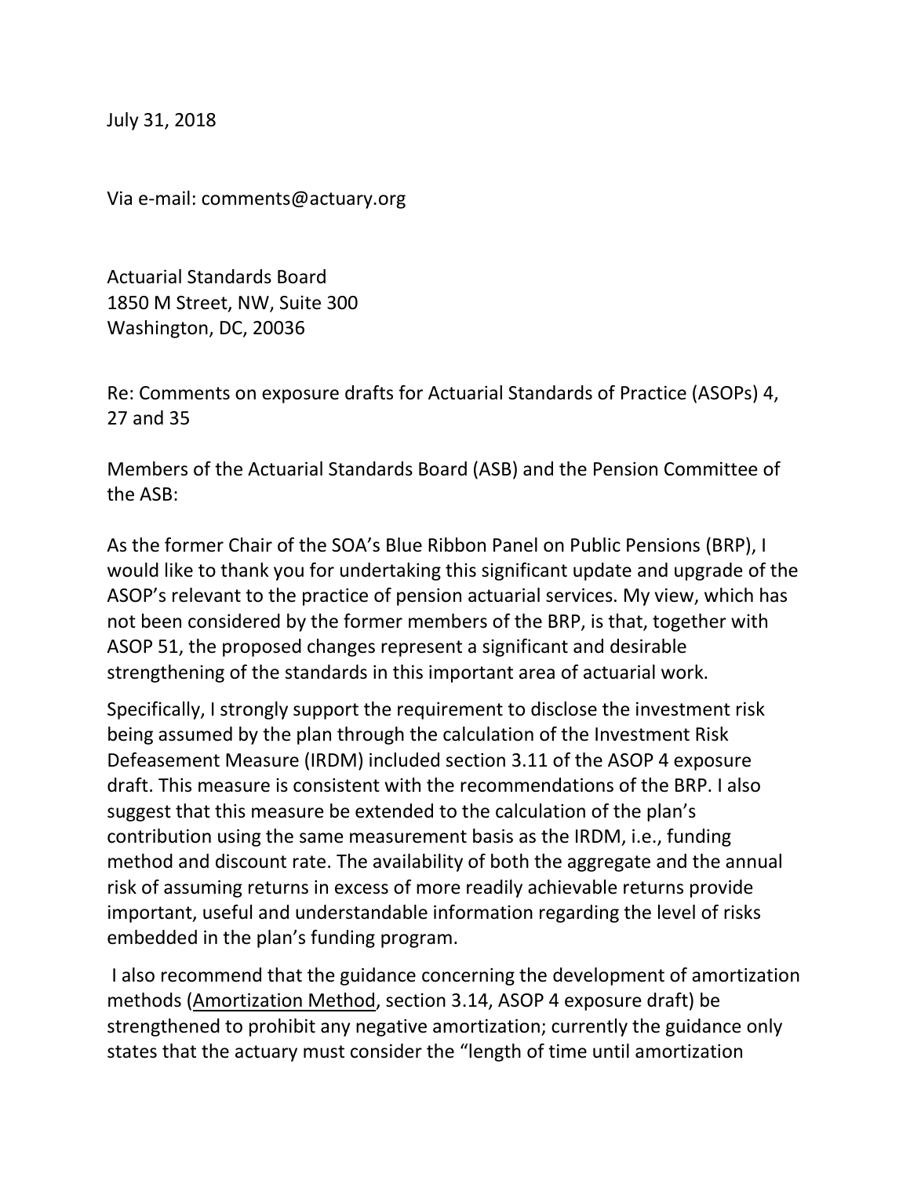July 31, 2018

Via e-mail: comments@actuary.org

Actuarial Standards Board
1850 M Street, NW, Suite 300
Washington, DC, 20036

Re: Comments on exposure drafts for Actuarial Standards of Practice (ASOPs) 4, 27 and 35

Members of the Actuarial Standards Board (ASB) and the Pension Committee of the ASB:

As the former Chair of the SOA's Blue Ribbon Panel on Public Pensions (BRP), I would like to thank you for undertaking this significant update and upgrade of the ASOP's relevant to the practice of pension actuarial services. My view, which has not been considered by the former members of the BRP, is that, together with ASOP 51, the proposed changes represent a significant and desirable strengthening of the standards in this important area of actuarial work.

Specifically, I strongly support the requirement to disclose the investment risk being assumed by the plan through the calculation of the Investment Risk Defeasement Measure (IRDM) included section 3.11 of the ASOP 4 exposure draft. This measure is consistent with the recommendations of the BRP. I also suggest that this measure be extended to the calculation of the plan's contribution using the same measurement basis as the IRDM, i.e., funding method and discount rate. The availability of both the aggregate and the annual risk of assuming returns in excess of more readily achievable returns provide important, useful and understandable information regarding the level of risks embedded in the plan's funding program.

I also recommend that the guidance concerning the development of amortization methods (<u>Amortization Method</u>, section 3.14, ASOP 4 exposure draft) be strengthened to prohibit any negative amortization; currently the guidance only states that the actuary must consider the "length of time until amortization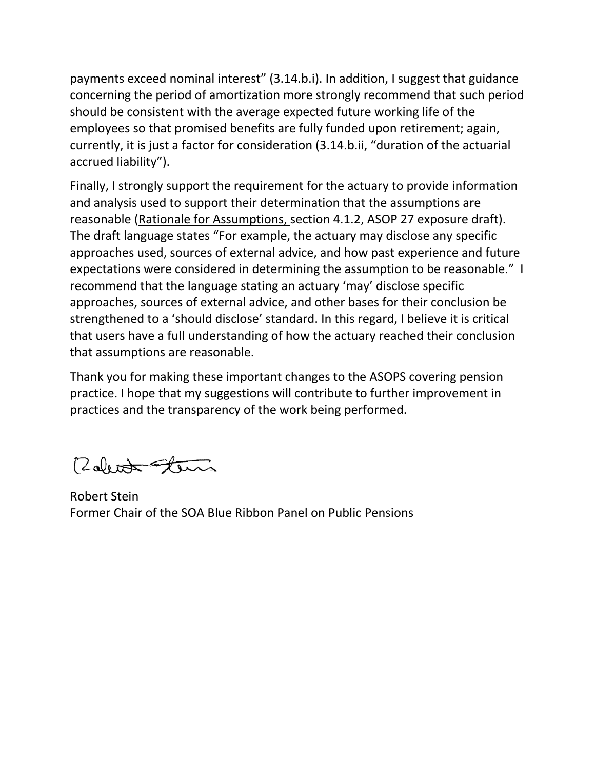payments exceed nominal interest" (3.14.b.i). In addition, I suggest that guidance concerning the period of amortization more strongly recommend that such period should be consistent with the average expected future working life of the employees so that promised benefits are fully funded upon retirement; again, currently, it is just a factor for consideration (3.14.b.ii, "duration of the actuarial accrued liability").

Finally, I strongly support the requirement for the actuary to provide information and analysis used to support their determination that the assumptions are reasonable (Rationale for Assumptions, section 4.1.2, ASOP 27 exposure draft). The draft language states "For example, the actuary may disclose any specific approaches used, sources of external advice, and how past experience and future expectations were considered in determining the assumption to be reasonable." I recommend that the language stating an actuary 'may' disclose specific approaches, sources of external advice, and other bases for their conclusion be strengthened to a 'should disclose' standard. In this regard, I believe it is critical that users have a full understanding of how the actuary reached their conclusion that assumptions are reasonable.

Thank you for making these important changes to the ASOPS covering pension practice. I hope that my suggestions will contribute to further improvement in practices and the transparency of the work being performed.

Robert Stein
Former Chair of the SOA Blue Ribbon Panel on Public Pensions